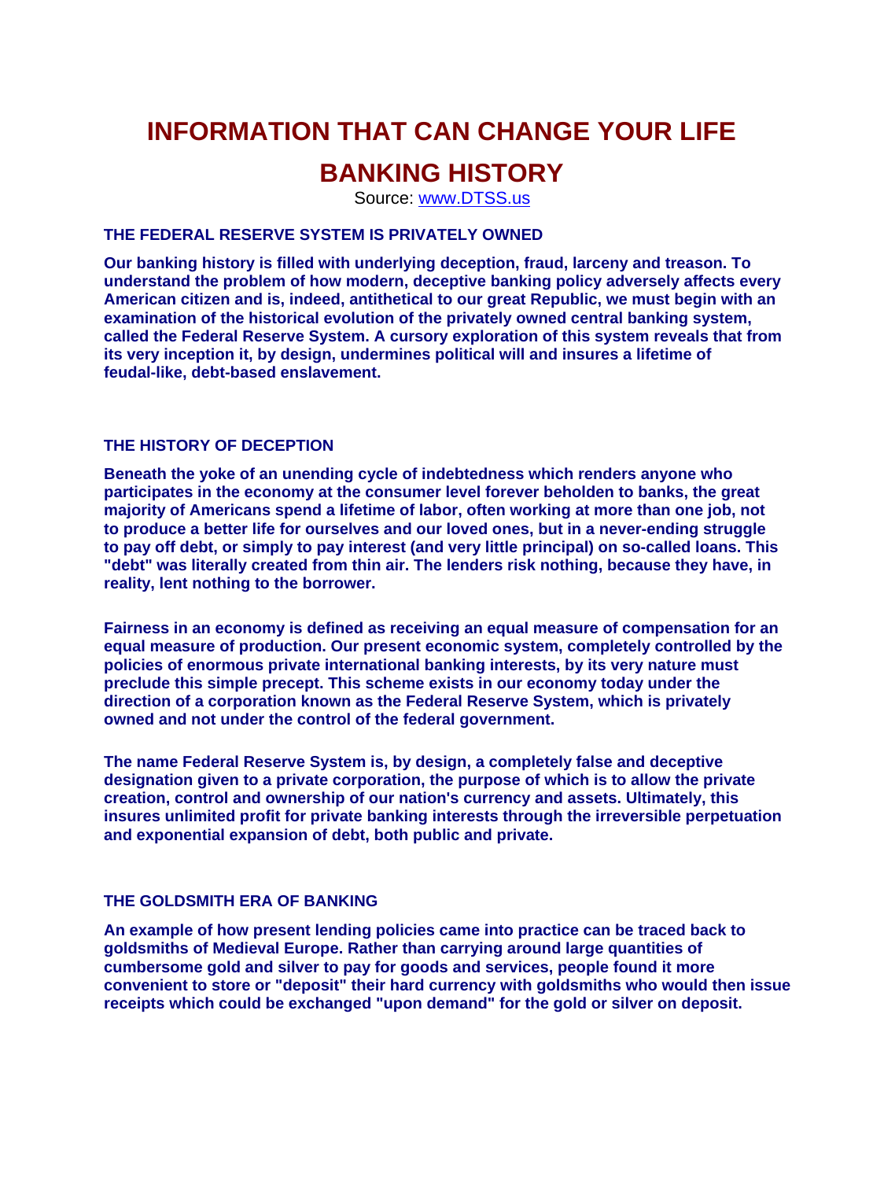# INFORMATION THAT CAN CHANGE YOUR LIFE

# BANKING HISTORY

Source: [www.DTSS.us](http://www.DTSS.us)

### THE FEDERAL RESERVE SYSTEM IS PRIVATELY OWNED

**Our banking history is filled with underlying deception, fraud, larceny and treason. To understand the problem of how modern, deceptive banking policy adversely affects every American citizen and is, indeed, antithetical to our great Republic, we must begin with an examination of the historical evolution of the privately owned central banking system, called the Federal Reserve System. A cursory exploration of this system reveals that from its very inception it, by design, undermines political will and insures a lifetime of feudal-like, debt-based enslavement.**

### THE HISTORY OF DECEPTION

**Beneath the yoke of an unending cycle of indebtedness which renders anyone who participates in the economy at the consumer level forever beholden to banks, the great majority of Americans spend a lifetime of labor, often working at more than one job, not to produce a better life for ourselves and our loved ones, but in a never-ending struggle to pay off debt, or simply to pay interest (and very little principal) on so-called loans. This "debt" was literally created from thin air. The lenders risk nothing, because they have, in reality, lent nothing to the borrower.**

**Fairness in an economy is defined as receiving an equal measure of compensation for an equal measure of production. Our present economic system, completely controlled by the policies of enormous private international banking interests, by its very nature must preclude this simple precept. This scheme exists in our economy today under the direction of a corporation known as the Federal Reserve System, which is privately owned and not under the control of the federal government.**

**The name Federal Reserve System is, by design, a completely false and deceptive designation given to a private corporation, the purpose of which is to allow the private creation, control and ownership of our nation's currency and assets. Ultimately, this insures unlimited profit for private banking interests through the irreversible perpetuation and exponential expansion of debt, both public and private.**

### THE GOLDSMITH ERA OF BANKING

**An example of how present lending policies came into practice can be traced back to goldsmiths of Medieval Europe. Rather than carrying around large quantities of cumbersome gold and silver to pay for goods and services, people found it more convenient to store or "deposit" their hard currency with goldsmiths who would then issue receipts which could be exchanged "upon demand" for the gold or silver on deposit.**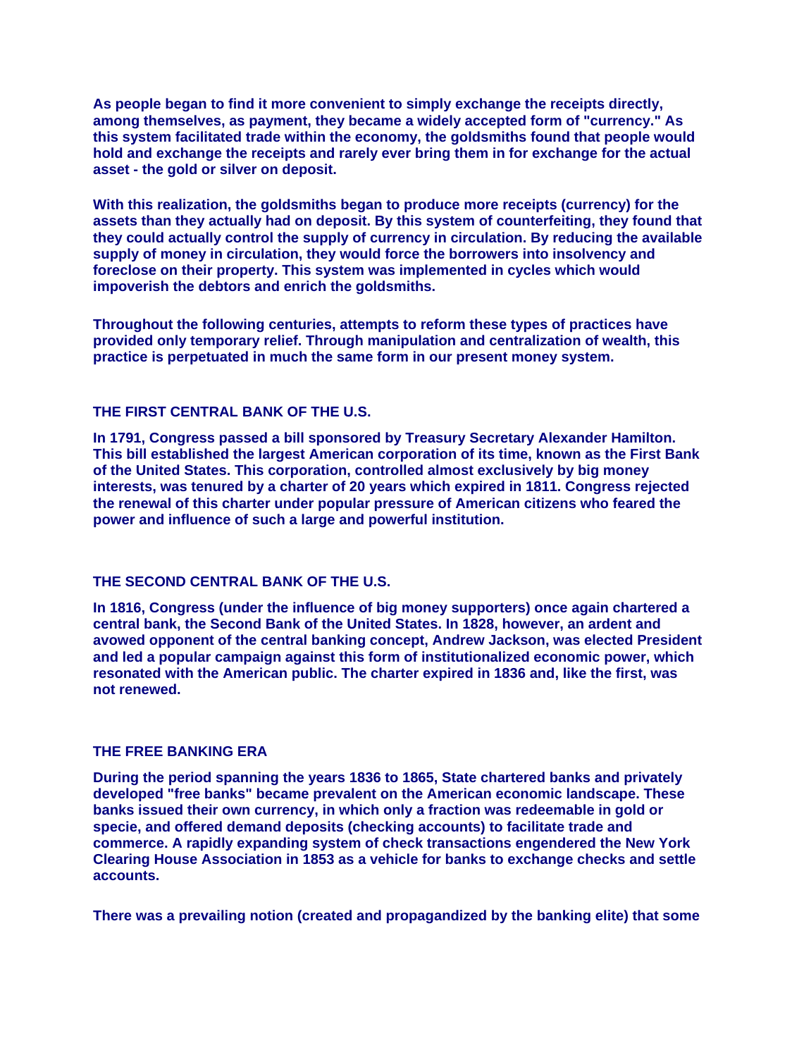As people began to find it more convenient to simply exchange the receipts directly, among themselves, as payment, they became a widely accepted form of "currency." As this system facilitated trade within the economy, the goldsmiths found that people would hold and exchange the receipts and rarely ever bring them in for exchange for the actual asset - the gold or silver on deposit.

With this realization, the goldsmiths began to produce more receipts (currency) for the assets than they actually had on deposit. By this system of counterfeiting, they found that they could actually control the supply of currency in circulation. By reducing the available supply of money in circulation, they would force the borrowers into insolvency and foreclose on their property. This system was implemented in cycles which would impoverish the debtors and enrich the goldsmiths.

Throughout the following centuries, attempts to reform these types of practices have provided only temporary relief. Through manipulation and centralization of wealth, this practice is perpetuated in much the same form in our present money system.

## THE FIRST CENTRAL BANK OF THE U.S.

In 1791, Congress passed a bill sponsored by Treasury Secretary Alexander Hamilton. This bill established the largest American corporation of its time, known as the First Bank of the United States. This corporation, controlled almost exclusively by big money interests, was tenured by a charter of 20 years which expired in 1811. Congress rejected the renewal of this charter under popular pressure of American citizens who feared the power and influence of such a large and powerful institution.

## THE SECOND CENTRAL BANK OF THE U.S.

In 1816, Congress (under the influence of big money supporters) once again chartered a central bank, the Second Bank of the United States. In 1828, however, an ardent and avowed opponent of the central banking concept, Andrew Jackson, was elected President and led a popular campaign against this form of institutionalized economic power, which resonated with the American public. The charter expired in 1836 and, like the first, was not renewed.

## THE FREE BANKING ERA

During the period spanning the years 1836 to 1865, State chartered banks and privately developed "free banks" became prevalent on the American economic landscape. These banks issued their own currency, in which only a fraction was redeemable in gold or specie, and offered demand deposits (checking accounts) to facilitate trade and commerce. A rapidly expanding system of check transactions engendered the New York Clearing House Association in 1853 as a vehicle for banks to exchange checks and settle accounts.

There was a prevailing notion (created and propagandized by the banking elite) that some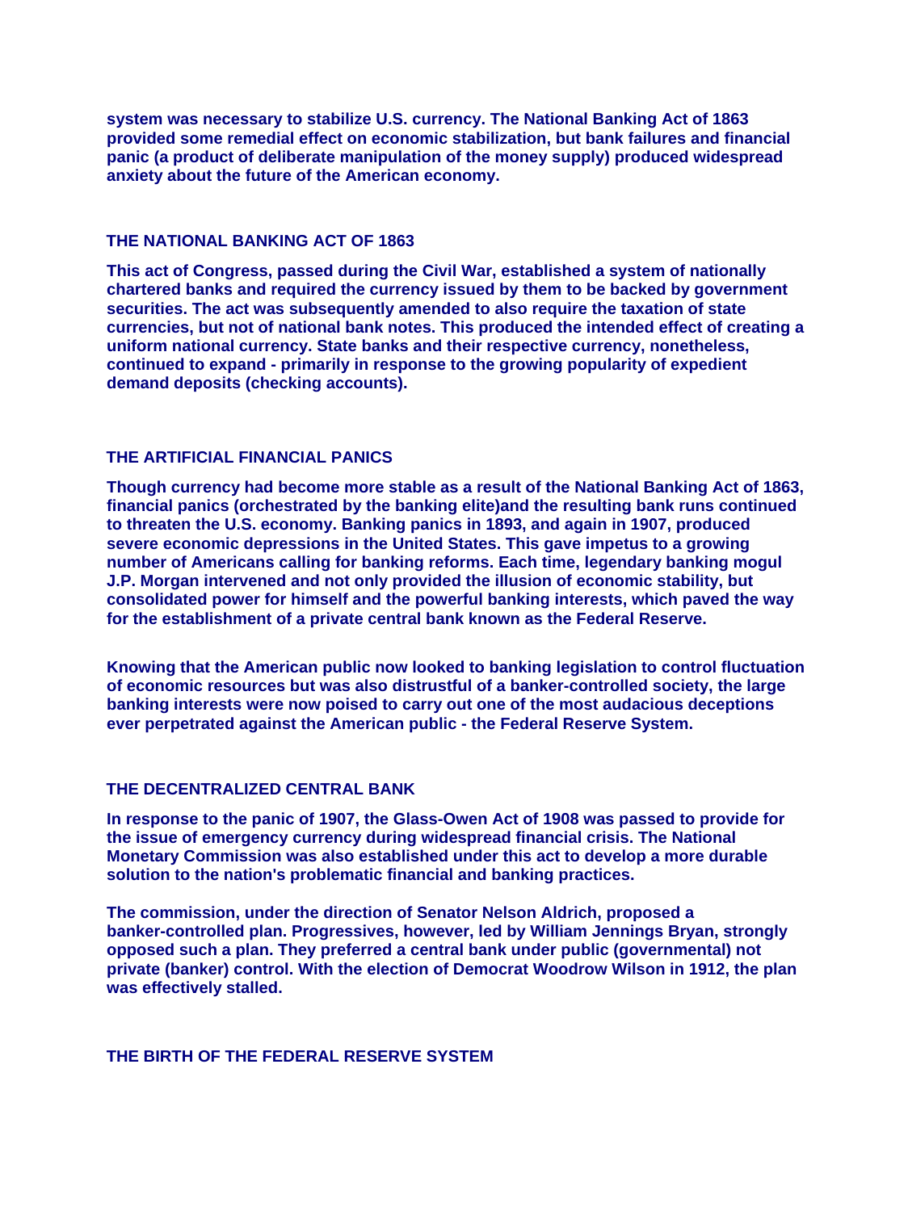system was necessary to stabilize U.S. currency. The National Banking Act of 1863 provided some remedial effect on economic stabilization, but bank failures and financial panic (a product of deliberate manipulation of the money supply) produced widespread anxiety about the future of the American economy.

## THE NATIONAL BANKING ACT OF 1863

This act of Congress, passed during the Civil War, established a system of nationally chartered banks and required the currency issued by them to be backed by government securities. The act was subsequently amended to also require the taxation of state currencies, but not of national bank notes. This produced the intended effect of creating a uniform national currency. State banks and their respective currency, nonetheless, continued to expand - primarily in response to the growing popularity of expedient demand deposits (checking accounts).

## THE ARTIFICIAL FINANCIAL PANICS

Though currency had become more stable as a result of the National Banking Act of 1863, financial panics (orchestrated by the banking elite)and the resulting bank runs continued to threaten the U.S. economy. Banking panics in 1893, and again in 1907, produced severe economic depressions in the United States. This gave impetus to a growing number of Americans calling for banking reforms. Each time, legendary banking mogul J.P. Morgan intervened and not only provided the illusion of economic stability, but consolidated power for himself and the powerful banking interests, which paved the way for the establishment of a private central bank known as the Federal Reserve.

Knowing that the American public now looked to banking legislation to control fluctuation of economic resources but was also distrustful of a banker-controlled society, the large banking interests were now poised to carry out one of the most audacious deceptions ever perpetrated against the American public - the Federal Reserve System.

## THE DECENTRALIZED CENTRAL BANK

In response to the panic of 1907, the Glass-Owen Act of 1908 was passed to provide for the issue of emergency currency during widespread financial crisis. The National Monetary Commission was also established under this act to develop a more durable solution to the nation's problematic financial and banking practices.

The commission, under the direction of Senator Nelson Aldrich, proposed a banker-controlled plan. Progressives, however, led by William Jennings Bryan, strongly opposed such a plan. They preferred a central bank under public (governmental) not private (banker) control. With the election of Democrat Woodrow Wilson in 1912, the plan was effectively stalled.

## THE BIRTH OF THE FEDERAL RESERVE SYSTEM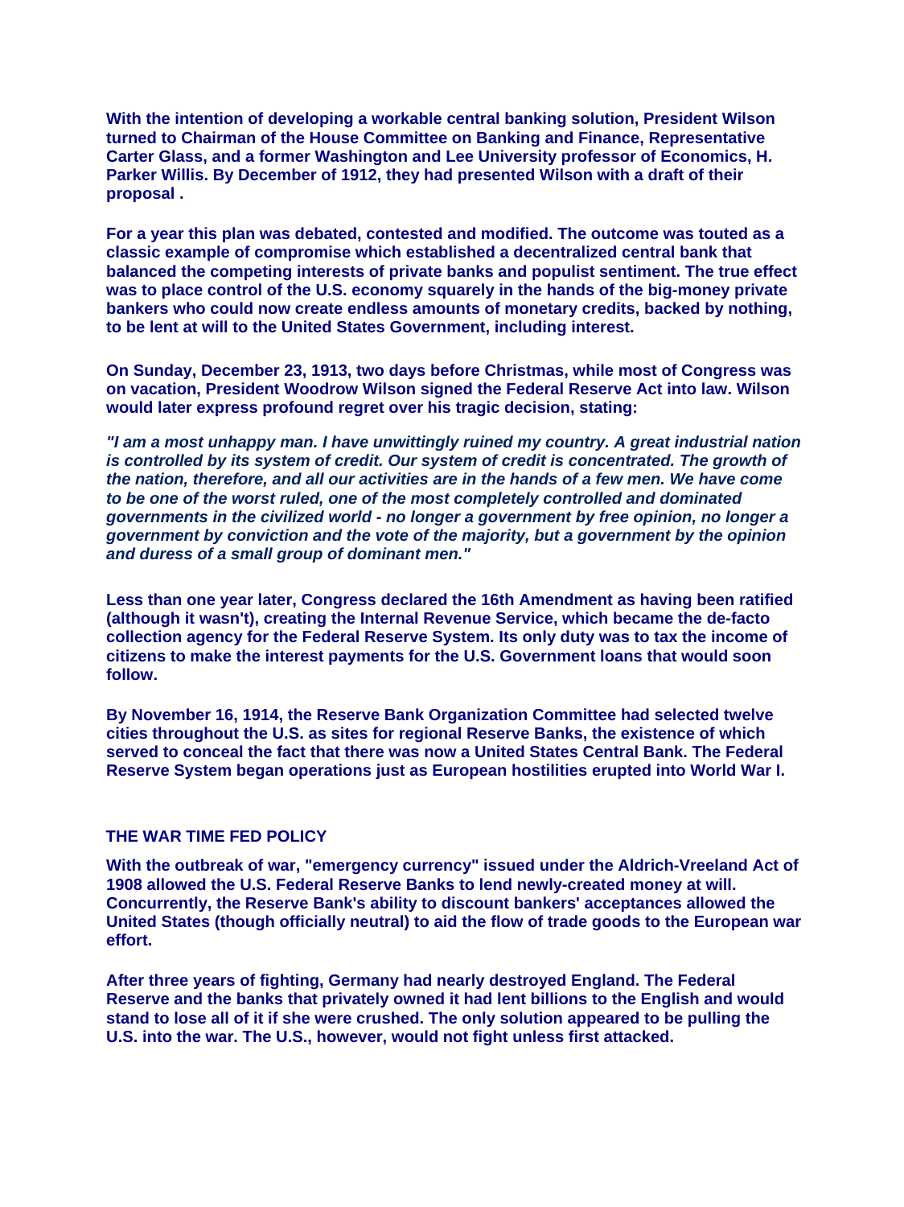**With the intention of developing a workable central banking solution, President Wilson turned to Chairman of the House Committee on Banking and Finance, Representative Carter Glass, and a former Washington and Lee University professor of Economics, H. Parker Willis. By December of 1912, they had presented Wilson with a draft of their proposal .**

**For a year this plan was debated, contested and modified. The outcome was touted as a classic example of compromise which established a decentralized central bank that balanced the competing interests of private banks and populist sentiment. The true effect was to place control of the U.S. economy squarely in the hands of the big-money private bankers who could now create endless amounts of monetary credits, backed by nothing, to be lent at will to the United States Government, including interest.**

**On Sunday, December 23, 1913, two days before Christmas, while most of Congress was on vacation, President Woodrow Wilson signed the Federal Reserve Act into law. Wilson would later express profound regret over his tragic decision, stating:**

***"I am a most unhappy man. I have unwittingly ruined my country. A great industrial nation is controlled by its system of credit. Our system of credit is concentrated. The growth of the nation, therefore, and all our activities are in the hands of a few men. We have come to be one of the worst ruled, one of the most completely controlled and dominated governments in the civilized world - no longer a government by free opinion, no longer a government by conviction and the vote of the majority, but a government by the opinion and duress of a small group of dominant men."***

**Less than one year later, Congress declared the 16th Amendment as having been ratified (although it wasn't), creating the Internal Revenue Service, which became the de-facto collection agency for the Federal Reserve System. Its only duty was to tax the income of citizens to make the interest payments for the U.S. Government loans that would soon follow.**

**By November 16, 1914, the Reserve Bank Organization Committee had selected twelve cities throughout the U.S. as sites for regional Reserve Banks, the existence of which served to conceal the fact that there was now a United States Central Bank. The Federal Reserve System began operations just as European hostilities erupted into World War I.**

## THE WAR TIME FED POLICY

**With the outbreak of war, "emergency currency" issued under the Aldrich-Vreeland Act of 1908 allowed the U.S. Federal Reserve Banks to lend newly-created money at will. Concurrently, the Reserve Bank's ability to discount bankers' acceptances allowed the United States (though officially neutral) to aid the flow of trade goods to the European war effort.**

**After three years of fighting, Germany had nearly destroyed England. The Federal Reserve and the banks that privately owned it had lent billions to the English and would stand to lose all of it if she were crushed. The only solution appeared to be pulling the U.S. into the war. The U.S., however, would not fight unless first attacked.**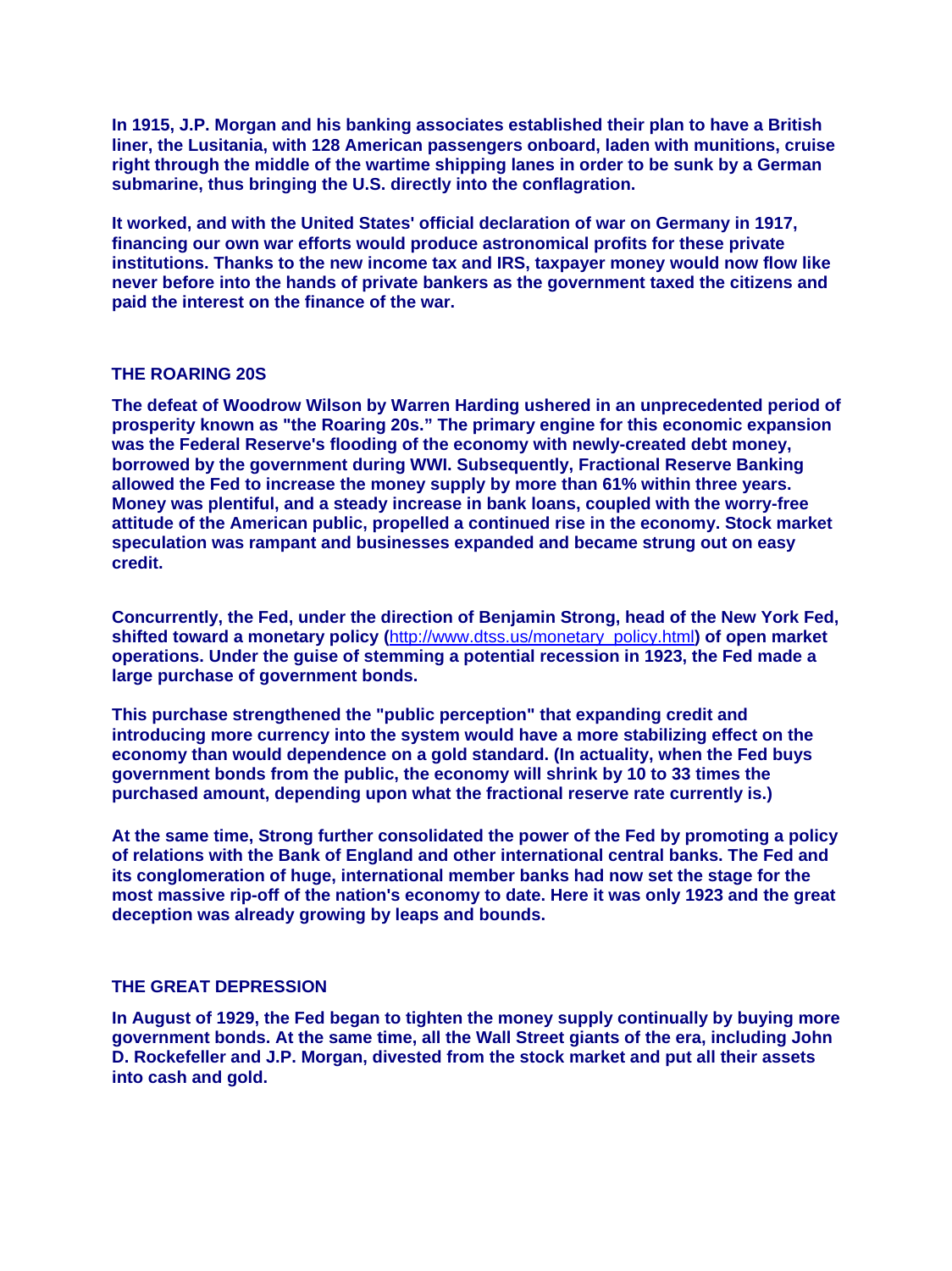**In 1915, J.P. Morgan and his banking associates established their plan to have a British liner, the Lusitania, with 128 American passengers onboard, laden with munitions, cruise right through the middle of the wartime shipping lanes in order to be sunk by a German submarine, thus bringing the U.S. directly into the conflagration.**

**It worked, and with the United States' official declaration of war on Germany in 1917, financing our own war efforts would produce astronomical profits for these private institutions. Thanks to the new income tax and IRS, taxpayer money would now flow like never before into the hands of private bankers as the government taxed the citizens and paid the interest on the finance of the war.**

## THE ROARING 20S

**The defeat of Woodrow Wilson by Warren Harding ushered in an unprecedented period of prosperity known as "the Roaring 20s." The primary engine for this economic expansion was the Federal Reserve's flooding of the economy with newly-created debt money, borrowed by the government during WWI. Subsequently, Fractional Reserve Banking allowed the Fed to increase the money supply by more than 61% within three years. Money was plentiful, and a steady increase in bank loans, coupled with the worry-free attitude of the American public, propelled a continued rise in the economy. Stock market speculation was rampant and businesses expanded and became strung out on easy credit.**

**Concurrently, the Fed, under the direction of Benjamin Strong, head of the New York Fed, shifted toward a monetary policy (**[http://www.dtss.us/monetary_policy.html](http://www.dtss.us/monetary_policy.html)**) of open market operations. Under the guise of stemming a potential recession in 1923, the Fed made a large purchase of government bonds.**

**This purchase strengthened the "public perception" that expanding credit and introducing more currency into the system would have a more stabilizing effect on the economy than would dependence on a gold standard. (In actuality, when the Fed buys government bonds from the public, the economy will shrink by 10 to 33 times the purchased amount, depending upon what the fractional reserve rate currently is.)**

**At the same time, Strong further consolidated the power of the Fed by promoting a policy of relations with the Bank of England and other international central banks. The Fed and its conglomeration of huge, international member banks had now set the stage for the most massive rip-off of the nation's economy to date. Here it was only 1923 and the great deception was already growing by leaps and bounds.**

## THE GREAT DEPRESSION

**In August of 1929, the Fed began to tighten the money supply continually by buying more government bonds. At the same time, all the Wall Street giants of the era, including John D. Rockefeller and J.P. Morgan, divested from the stock market and put all their assets into cash and gold.**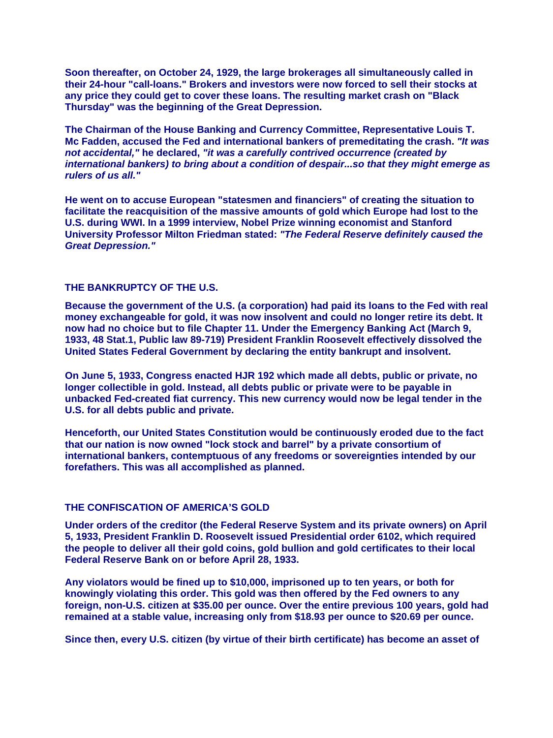**Soon thereafter, on October 24, 1929, the large brokerages all simultaneously called in their 24-hour "call-loans." Brokers and investors were now forced to sell their stocks at any price they could get to cover these loans. The resulting market crash on "Black Thursday" was the beginning of the Great Depression.**

**The Chairman of the House Banking and Currency Committee, Representative Louis T. Mc Fadden, accused the Fed and international bankers of premeditating the crash. *"It was not accidental,"* he declared, *"it was a carefully contrived occurrence (created by international bankers) to bring about a condition of despair...so that they might emerge as rulers of us all."***

**He went on to accuse European "statesmen and financiers" of creating the situation to facilitate the reacquisition of the massive amounts of gold which Europe had lost to the U.S. during WWI. In a 1999 interview, Nobel Prize winning economist and Stanford University Professor Milton Friedman stated: *"The Federal Reserve definitely caused the Great Depression."***

## THE BANKRUPTCY OF THE U.S.

**Because the government of the U.S. (a corporation) had paid its loans to the Fed with real money exchangeable for gold, it was now insolvent and could no longer retire its debt. It now had no choice but to file Chapter 11. Under the Emergency Banking Act (March 9, 1933, 48 Stat.1, Public law 89-719) President Franklin Roosevelt effectively dissolved the United States Federal Government by declaring the entity bankrupt and insolvent.**

**On June 5, 1933, Congress enacted HJR 192 which made all debts, public or private, no longer collectible in gold. Instead, all debts public or private were to be payable in unbacked Fed-created fiat currency. This new currency would now be legal tender in the U.S. for all debts public and private.**

**Henceforth, our United States Constitution would be continuously eroded due to the fact that our nation is now owned "lock stock and barrel" by a private consortium of international bankers, contemptuous of any freedoms or sovereignties intended by our forefathers. This was all accomplished as planned.**

## THE CONFISCATION OF AMERICA'S GOLD

**Under orders of the creditor (the Federal Reserve System and its private owners) on April 5, 1933, President Franklin D. Roosevelt issued Presidential order 6102, which required the people to deliver all their gold coins, gold bullion and gold certificates to their local Federal Reserve Bank on or before April 28, 1933.**

**Any violators would be fined up to $10,000, imprisoned up to ten years, or both for knowingly violating this order. This gold was then offered by the Fed owners to any foreign, non-U.S. citizen at $35.00 per ounce. Over the entire previous 100 years, gold had remained at a stable value, increasing only from $18.93 per ounce to $20.69 per ounce.**

**Since then, every U.S. citizen (by virtue of their birth certificate) has become an asset of**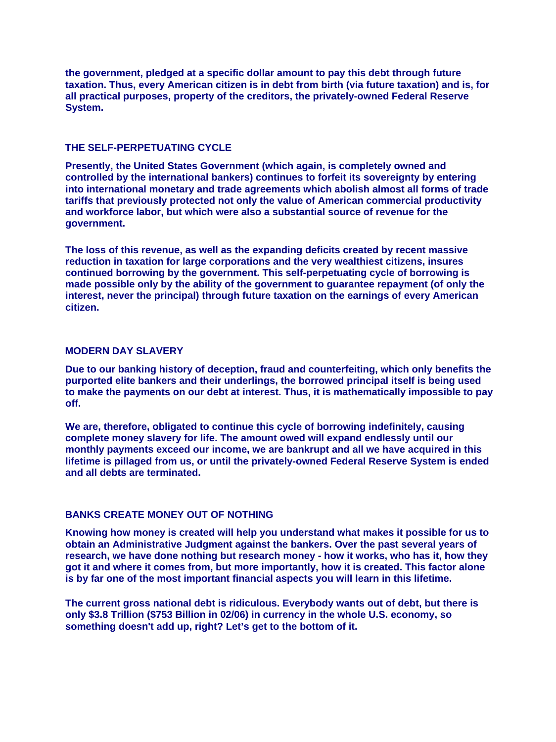**the government, pledged at a specific dollar amount to pay this debt through future taxation. Thus, every American citizen is in debt from birth (via future taxation) and is, for all practical purposes, property of the creditors, the privately-owned Federal Reserve System.**

## THE SELF-PERPETUATING CYCLE

**Presently, the United States Government (which again, is completely owned and controlled by the international bankers) continues to forfeit its sovereignty by entering into international monetary and trade agreements which abolish almost all forms of trade tariffs that previously protected not only the value of American commercial productivity and workforce labor, but which were also a substantial source of revenue for the government.**

**The loss of this revenue, as well as the expanding deficits created by recent massive reduction in taxation for large corporations and the very wealthiest citizens, insures continued borrowing by the government. This self-perpetuating cycle of borrowing is made possible only by the ability of the government to guarantee repayment (of only the interest, never the principal) through future taxation on the earnings of every American citizen.**

## MODERN DAY SLAVERY

**Due to our banking history of deception, fraud and counterfeiting, which only benefits the purported elite bankers and their underlings, the borrowed principal itself is being used to make the payments on our debt at interest. Thus, it is mathematically impossible to pay off.**

**We are, therefore, obligated to continue this cycle of borrowing indefinitely, causing complete money slavery for life. The amount owed will expand endlessly until our monthly payments exceed our income, we are bankrupt and all we have acquired in this lifetime is pillaged from us, or until the privately-owned Federal Reserve System is ended and all debts are terminated.**

## BANKS CREATE MONEY OUT OF NOTHING

**Knowing how money is created will help you understand what makes it possible for us to obtain an Administrative Judgment against the bankers. Over the past several years of research, we have done nothing but research money - how it works, who has it, how they got it and where it comes from, but more importantly, how it is created. This factor alone is by far one of the most important financial aspects you will learn in this lifetime.**

**The current gross national debt is ridiculous. Everybody wants out of debt, but there is only $3.8 Trillion ($753 Billion in 02/06) in currency in the whole U.S. economy, so something doesn't add up, right? Let's get to the bottom of it.**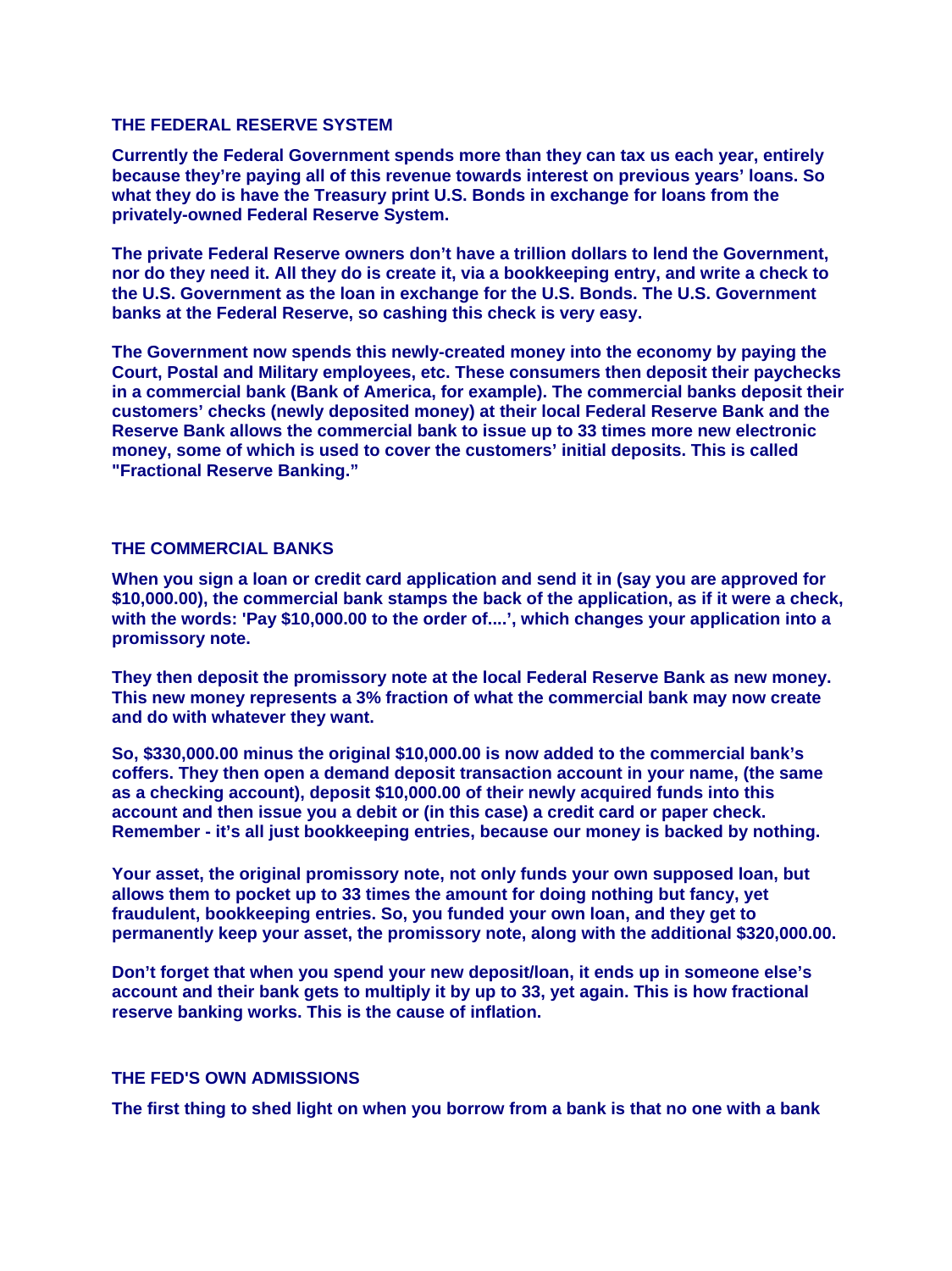### THE FEDERAL RESERVE SYSTEM

**Currently the Federal Government spends more than they can tax us each year, entirely because they're paying all of this revenue towards interest on previous years' loans. So what they do is have the Treasury print U.S. Bonds in exchange for loans from the privately-owned Federal Reserve System.**

**The private Federal Reserve owners don't have a trillion dollars to lend the Government, nor do they need it. All they do is create it, via a bookkeeping entry, and write a check to the U.S. Government as the loan in exchange for the U.S. Bonds. The U.S. Government banks at the Federal Reserve, so cashing this check is very easy.**

**The Government now spends this newly-created money into the economy by paying the Court, Postal and Military employees, etc. These consumers then deposit their paychecks in a commercial bank (Bank of America, for example). The commercial banks deposit their customers' checks (newly deposited money) at their local Federal Reserve Bank and the Reserve Bank allows the commercial bank to issue up to 33 times more new electronic money, some of which is used to cover the customers' initial deposits. This is called "Fractional Reserve Banking."**

### THE COMMERCIAL BANKS

**When you sign a loan or credit card application and send it in (say you are approved for $10,000.00), the commercial bank stamps the back of the application, as if it were a check, with the words: 'Pay $10,000.00 to the order of....', which changes your application into a promissory note.**

**They then deposit the promissory note at the local Federal Reserve Bank as new money. This new money represents a 3% fraction of what the commercial bank may now create and do with whatever they want.**

**So, $330,000.00 minus the original $10,000.00 is now added to the commercial bank's coffers. They then open a demand deposit transaction account in your name, (the same as a checking account), deposit $10,000.00 of their newly acquired funds into this account and then issue you a debit or (in this case) a credit card or paper check. Remember - it's all just bookkeeping entries, because our money is backed by nothing.**

**Your asset, the original promissory note, not only funds your own supposed loan, but allows them to pocket up to 33 times the amount for doing nothing but fancy, yet fraudulent, bookkeeping entries. So, you funded your own loan, and they get to permanently keep your asset, the promissory note, along with the additional $320,000.00.**

**Don't forget that when you spend your new deposit/loan, it ends up in someone else's account and their bank gets to multiply it by up to 33, yet again. This is how fractional reserve banking works. This is the cause of inflation.**

### THE FED'S OWN ADMISSIONS

**The first thing to shed light on when you borrow from a bank is that no one with a bank**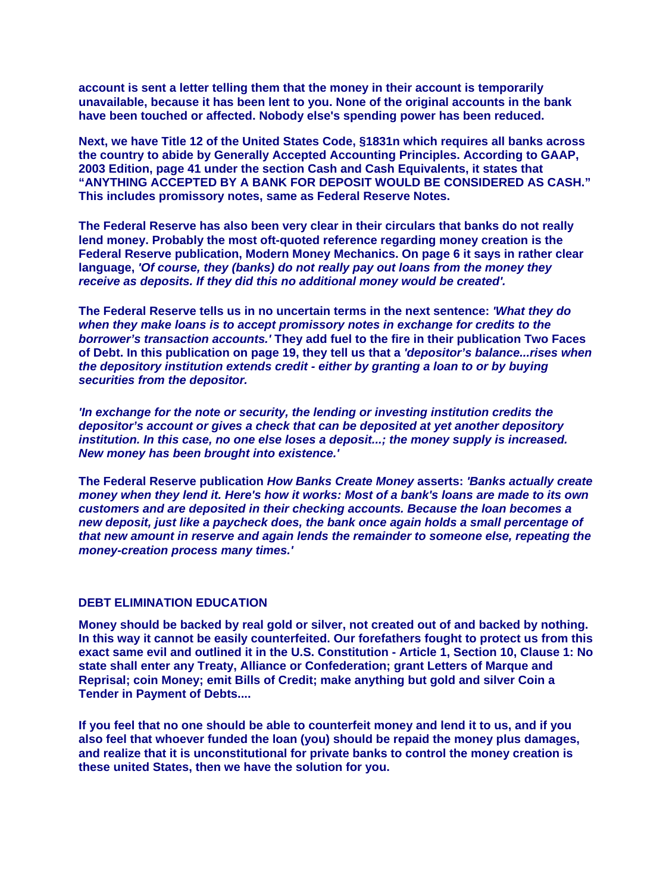**account is sent a letter telling them that the money in their account is temporarily unavailable, because it has been lent to you. None of the original accounts in the bank have been touched or affected. Nobody else's spending power has been reduced.**

**Next, we have Title 12 of the United States Code, §1831n which requires all banks across the country to abide by Generally Accepted Accounting Principles. According to GAAP, 2003 Edition, page 41 under the section Cash and Cash Equivalents, it states that "ANYTHING ACCEPTED BY A BANK FOR DEPOSIT WOULD BE CONSIDERED AS CASH." This includes promissory notes, same as Federal Reserve Notes.**

**The Federal Reserve has also been very clear in their circulars that banks do not really lend money. Probably the most oft-quoted reference regarding money creation is the Federal Reserve publication, Modern Money Mechanics. On page 6 it says in rather clear language, *'Of course, they (banks) do not really pay out loans from the money they receive as deposits. If they did this no additional money would be created'.***

**The Federal Reserve tells us in no uncertain terms in the next sentence: *'What they do when they make loans is to accept promissory notes in exchange for credits to the borrower's transaction accounts.'* They add fuel to the fire in their publication Two Faces of Debt. In this publication on page 19, they tell us that a *'depositor's balance...rises when the depository institution extends credit - either by granting a loan to or by buying securities from the depositor.***

***'In exchange for the note or security, the lending or investing institution credits the depositor's account or gives a check that can be deposited at yet another depository institution. In this case, no one else loses a deposit...; the money supply is increased. New money has been brought into existence.'***

**The Federal Reserve publication *How Banks Create Money* asserts: *'Banks actually create money when they lend it. Here's how it works: Most of a bank's loans are made to its own customers and are deposited in their checking accounts. Because the loan becomes a new deposit, just like a paycheck does, the bank once again holds a small percentage of that new amount in reserve and again lends the remainder to someone else, repeating the money-creation process many times.'***

## DEBT ELIMINATION EDUCATION

**Money should be backed by real gold or silver, not created out of and backed by nothing. In this way it cannot be easily counterfeited. Our forefathers fought to protect us from this exact same evil and outlined it in the U.S. Constitution - Article 1, Section 10, Clause 1: No state shall enter any Treaty, Alliance or Confederation; grant Letters of Marque and Reprisal; coin Money; emit Bills of Credit; make anything but gold and silver Coin a Tender in Payment of Debts....**

**If you feel that no one should be able to counterfeit money and lend it to us, and if you also feel that whoever funded the loan (you) should be repaid the money plus damages, and realize that it is unconstitutional for private banks to control the money creation is these united States, then we have the solution for you.**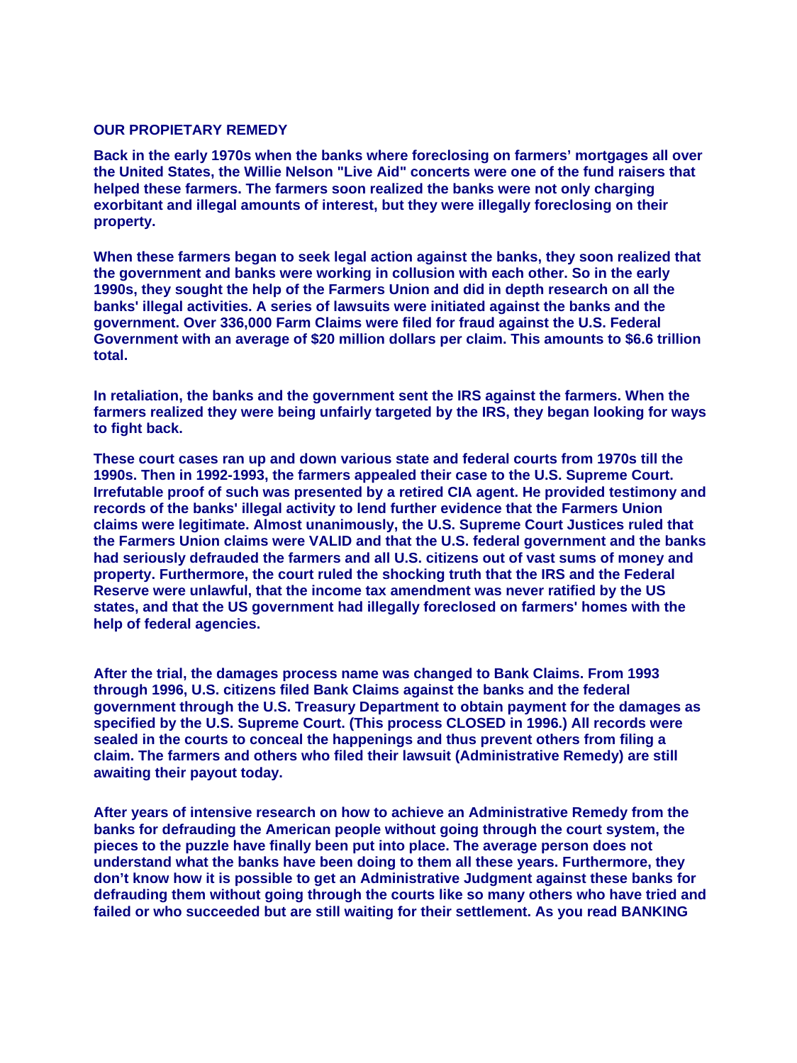**OUR PROPIETARY REMEDY**

**Back in the early 1970s when the banks where foreclosing on farmers' mortgages all over the United States, the Willie Nelson "Live Aid" concerts were one of the fund raisers that helped these farmers. The farmers soon realized the banks were not only charging exorbitant and illegal amounts of interest, but they were illegally foreclosing on their property.**

**When these farmers began to seek legal action against the banks, they soon realized that the government and banks were working in collusion with each other. So in the early 1990s, they sought the help of the Farmers Union and did in depth research on all the banks' illegal activities. A series of lawsuits were initiated against the banks and the government. Over 336,000 Farm Claims were filed for fraud against the U.S. Federal Government with an average of $20 million dollars per claim. This amounts to $6.6 trillion total.**

**In retaliation, the banks and the government sent the IRS against the farmers. When the farmers realized they were being unfairly targeted by the IRS, they began looking for ways to fight back.**

**These court cases ran up and down various state and federal courts from 1970s till the 1990s. Then in 1992-1993, the farmers appealed their case to the U.S. Supreme Court. Irrefutable proof of such was presented by a retired CIA agent. He provided testimony and records of the banks' illegal activity to lend further evidence that the Farmers Union claims were legitimate. Almost unanimously, the U.S. Supreme Court Justices ruled that the Farmers Union claims were VALID and that the U.S. federal government and the banks had seriously defrauded the farmers and all U.S. citizens out of vast sums of money and property. Furthermore, the court ruled the shocking truth that the IRS and the Federal Reserve were unlawful, that the income tax amendment was never ratified by the US states, and that the US government had illegally foreclosed on farmers' homes with the help of federal agencies.**

**After the trial, the damages process name was changed to Bank Claims. From 1993 through 1996, U.S. citizens filed Bank Claims against the banks and the federal government through the U.S. Treasury Department to obtain payment for the damages as specified by the U.S. Supreme Court. (This process CLOSED in 1996.) All records were sealed in the courts to conceal the happenings and thus prevent others from filing a claim. The farmers and others who filed their lawsuit (Administrative Remedy) are still awaiting their payout today.**

**After years of intensive research on how to achieve an Administrative Remedy from the banks for defrauding the American people without going through the court system, the pieces to the puzzle have finally been put into place. The average person does not understand what the banks have been doing to them all these years. Furthermore, they don't know how it is possible to get an Administrative Judgment against these banks for defrauding them without going through the courts like so many others who have tried and failed or who succeeded but are still waiting for their settlement. As you read BANKING**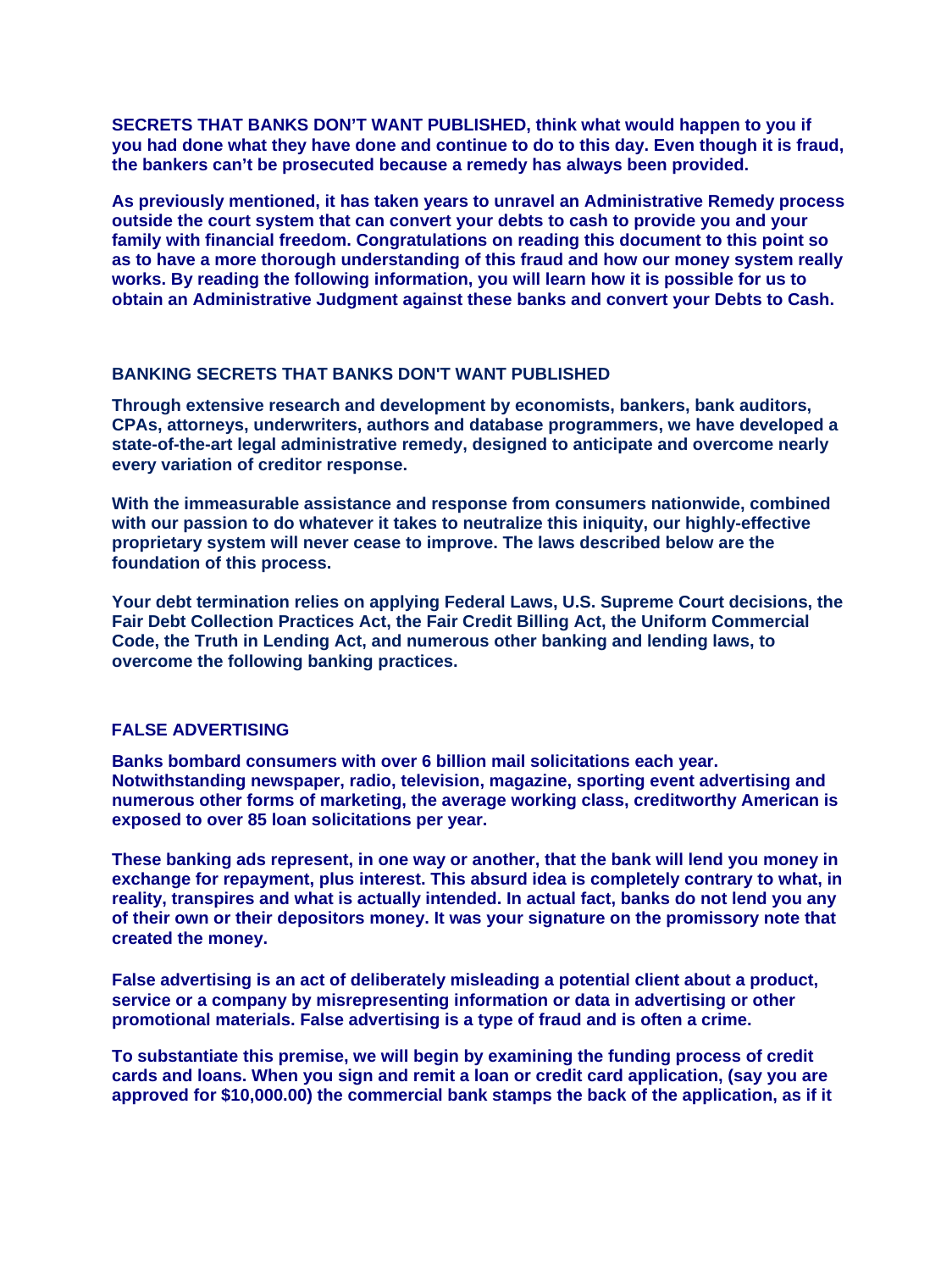**SECRETS THAT BANKS DON'T WANT PUBLISHED, think what would happen to you if you had done what they have done and continue to do to this day. Even though it is fraud, the bankers can't be prosecuted because a remedy has always been provided.**

**As previously mentioned, it has taken years to unravel an Administrative Remedy process outside the court system that can convert your debts to cash to provide you and your family with financial freedom. Congratulations on reading this document to this point so as to have a more thorough understanding of this fraud and how our money system really works. By reading the following information, you will learn how it is possible for us to obtain an Administrative Judgment against these banks and convert your Debts to Cash.**

## BANKING SECRETS THAT BANKS DON'T WANT PUBLISHED

**Through extensive research and development by economists, bankers, bank auditors, CPAs, attorneys, underwriters, authors and database programmers, we have developed a state-of-the-art legal administrative remedy, designed to anticipate and overcome nearly every variation of creditor response.**

**With the immeasurable assistance and response from consumers nationwide, combined with our passion to do whatever it takes to neutralize this iniquity, our highly-effective proprietary system will never cease to improve. The laws described below are the foundation of this process.**

**Your debt termination relies on applying Federal Laws, U.S. Supreme Court decisions, the Fair Debt Collection Practices Act, the Fair Credit Billing Act, the Uniform Commercial Code, the Truth in Lending Act, and numerous other banking and lending laws, to overcome the following banking practices.**

## FALSE ADVERTISING

**Banks bombard consumers with over 6 billion mail solicitations each year. Notwithstanding newspaper, radio, television, magazine, sporting event advertising and numerous other forms of marketing, the average working class, creditworthy American is exposed to over 85 loan solicitations per year.**

**These banking ads represent, in one way or another, that the bank will lend you money in exchange for repayment, plus interest. This absurd idea is completely contrary to what, in reality, transpires and what is actually intended. In actual fact, banks do not lend you any of their own or their depositors money. It was your signature on the promissory note that created the money.**

**False advertising is an act of deliberately misleading a potential client about a product, service or a company by misrepresenting information or data in advertising or other promotional materials. False advertising is a type of fraud and is often a crime.**

**To substantiate this premise, we will begin by examining the funding process of credit cards and loans. When you sign and remit a loan or credit card application, (say you are approved for $10,000.00) the commercial bank stamps the back of the application, as if it**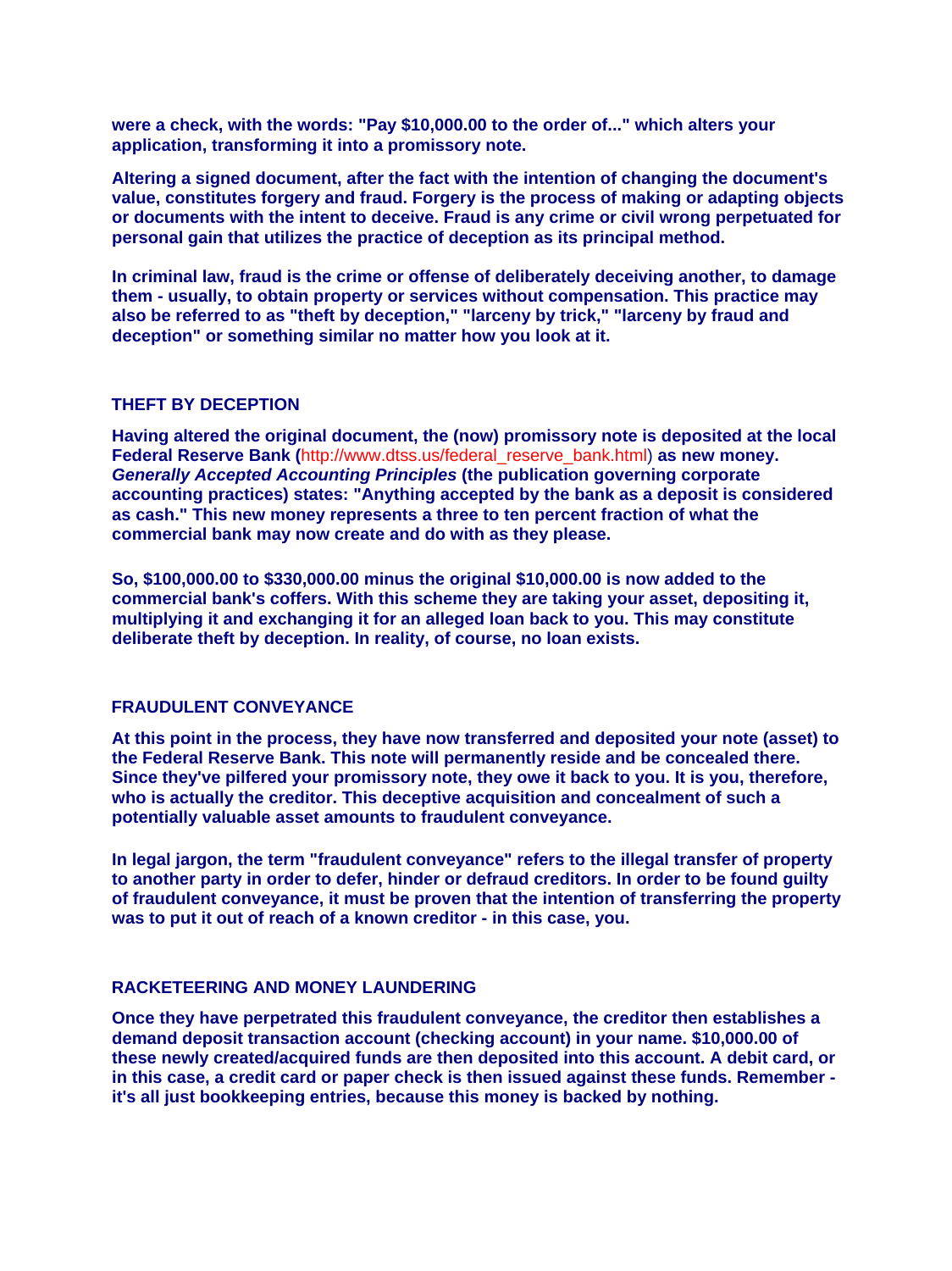**were a check, with the words: "Pay $10,000.00 to the order of..." which alters your application, transforming it into a promissory note.**

**Altering a signed document, after the fact with the intention of changing the document's value, constitutes forgery and fraud. Forgery is the process of making or adapting objects or documents with the intent to deceive. Fraud is any crime or civil wrong perpetuated for personal gain that utilizes the practice of deception as its principal method.**

**In criminal law, fraud is the crime or offense of deliberately deceiving another, to damage them - usually, to obtain property or services without compensation. This practice may also be referred to as "theft by deception," "larceny by trick," "larceny by fraud and deception" or something similar no matter how you look at it.**

## THEFT BY DECEPTION

**Having altered the original document, the (now) promissory note is deposited at the local Federal Reserve Bank (**http://www.dtss.us/federal_reserve_bank.html**) as new money. *Generally Accepted Accounting Principles* (the publication governing corporate accounting practices) states: "Anything accepted by the bank as a deposit is considered as cash." This new money represents a three to ten percent fraction of what the commercial bank may now create and do with as they please.**

**So, $100,000.00 to $330,000.00 minus the original $10,000.00 is now added to the commercial bank's coffers. With this scheme they are taking your asset, depositing it, multiplying it and exchanging it for an alleged loan back to you. This may constitute deliberate theft by deception. In reality, of course, no loan exists.**

## FRAUDULENT CONVEYANCE

**At this point in the process, they have now transferred and deposited your note (asset) to the Federal Reserve Bank. This note will permanently reside and be concealed there. Since they've pilfered your promissory note, they owe it back to you. It is you, therefore, who is actually the creditor. This deceptive acquisition and concealment of such a potentially valuable asset amounts to fraudulent conveyance.**

**In legal jargon, the term "fraudulent conveyance" refers to the illegal transfer of property to another party in order to defer, hinder or defraud creditors. In order to be found guilty of fraudulent conveyance, it must be proven that the intention of transferring the property was to put it out of reach of a known creditor - in this case, you.**

## RACKETEERING AND MONEY LAUNDERING

**Once they have perpetrated this fraudulent conveyance, the creditor then establishes a demand deposit transaction account (checking account) in your name. $10,000.00 of these newly created/acquired funds are then deposited into this account. A debit card, or in this case, a credit card or paper check is then issued against these funds. Remember - it's all just bookkeeping entries, because this money is backed by nothing.**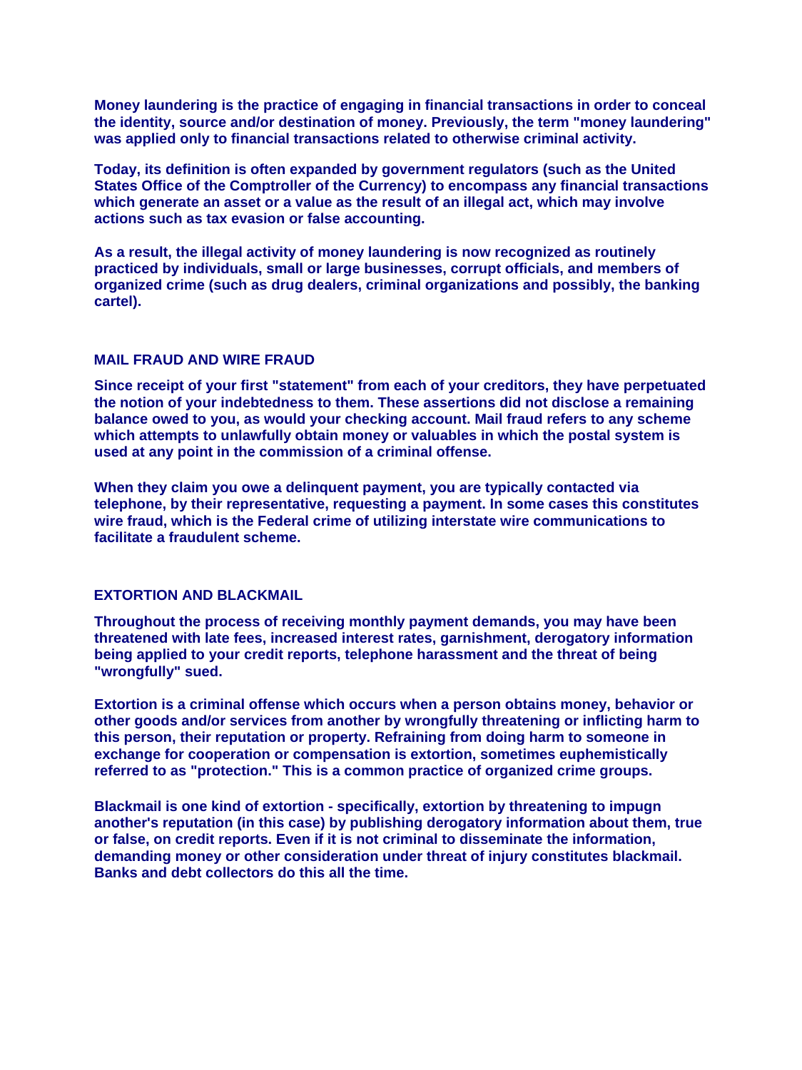**Money laundering is the practice of engaging in financial transactions in order to conceal the identity, source and/or destination of money. Previously, the term "money laundering" was applied only to financial transactions related to otherwise criminal activity.**

**Today, its definition is often expanded by government regulators (such as the United States Office of the Comptroller of the Currency) to encompass any financial transactions which generate an asset or a value as the result of an illegal act, which may involve actions such as tax evasion or false accounting.**

**As a result, the illegal activity of money laundering is now recognized as routinely practiced by individuals, small or large businesses, corrupt officials, and members of organized crime (such as drug dealers, criminal organizations and possibly, the banking cartel).**

## MAIL FRAUD AND WIRE FRAUD

**Since receipt of your first "statement" from each of your creditors, they have perpetuated the notion of your indebtedness to them. These assertions did not disclose a remaining balance owed to you, as would your checking account. Mail fraud refers to any scheme which attempts to unlawfully obtain money or valuables in which the postal system is used at any point in the commission of a criminal offense.**

**When they claim you owe a delinquent payment, you are typically contacted via telephone, by their representative, requesting a payment. In some cases this constitutes wire fraud, which is the Federal crime of utilizing interstate wire communications to facilitate a fraudulent scheme.**

## EXTORTION AND BLACKMAIL

**Throughout the process of receiving monthly payment demands, you may have been threatened with late fees, increased interest rates, garnishment, derogatory information being applied to your credit reports, telephone harassment and the threat of being "wrongfully" sued.**

**Extortion is a criminal offense which occurs when a person obtains money, behavior or other goods and/or services from another by wrongfully threatening or inflicting harm to this person, their reputation or property. Refraining from doing harm to someone in exchange for cooperation or compensation is extortion, sometimes euphemistically referred to as "protection." This is a common practice of organized crime groups.**

**Blackmail is one kind of extortion - specifically, extortion by threatening to impugn another's reputation (in this case) by publishing derogatory information about them, true or false, on credit reports. Even if it is not criminal to disseminate the information, demanding money or other consideration under threat of injury constitutes blackmail. Banks and debt collectors do this all the time.**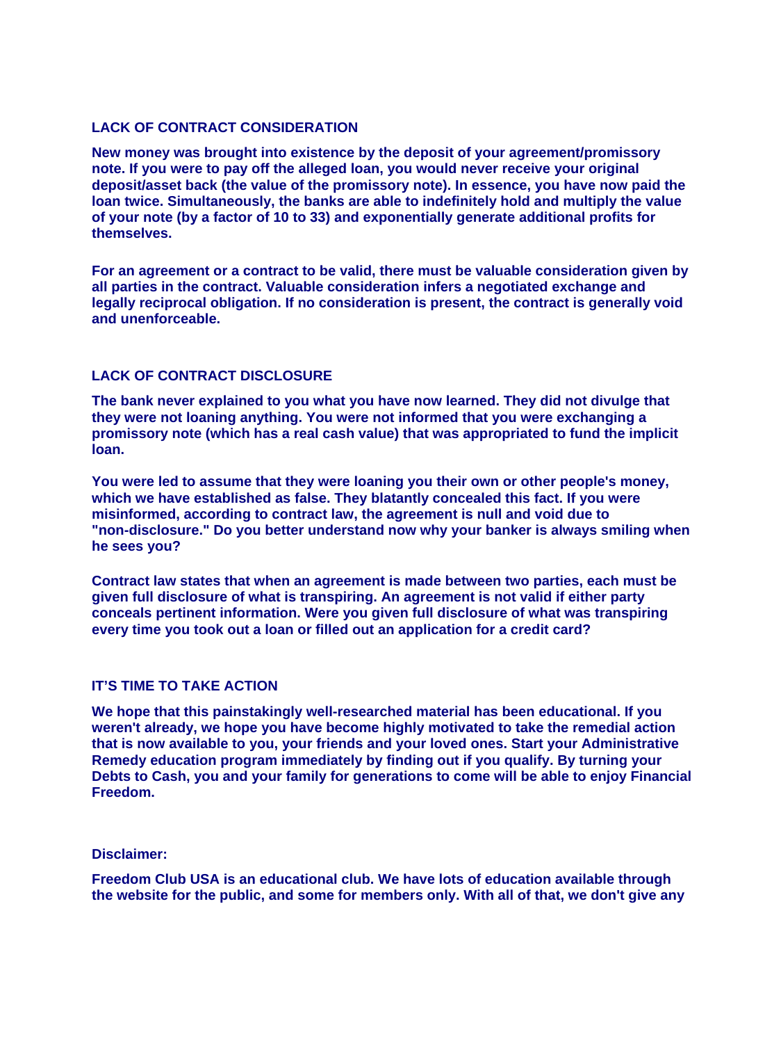## LACK OF CONTRACT CONSIDERATION

**New money was brought into existence by the deposit of your agreement/promissory note. If you were to pay off the alleged loan, you would never receive your original deposit/asset back (the value of the promissory note). In essence, you have now paid the loan twice. Simultaneously, the banks are able to indefinitely hold and multiply the value of your note (by a factor of 10 to 33) and exponentially generate additional profits for themselves.**

**For an agreement or a contract to be valid, there must be valuable consideration given by all parties in the contract. Valuable consideration infers a negotiated exchange and legally reciprocal obligation. If no consideration is present, the contract is generally void and unenforceable.**

## LACK OF CONTRACT DISCLOSURE

**The bank never explained to you what you have now learned. They did not divulge that they were not loaning anything. You were not informed that you were exchanging a promissory note (which has a real cash value) that was appropriated to fund the implicit loan.**

**You were led to assume that they were loaning you their own or other people's money, which we have established as false. They blatantly concealed this fact. If you were misinformed, according to contract law, the agreement is null and void due to "non-disclosure." Do you better understand now why your banker is always smiling when he sees you?**

**Contract law states that when an agreement is made between two parties, each must be given full disclosure of what is transpiring. An agreement is not valid if either party conceals pertinent information. Were you given full disclosure of what was transpiring every time you took out a loan or filled out an application for a credit card?**

## IT'S TIME TO TAKE ACTION

**We hope that this painstakingly well-researched material has been educational. If you weren't already, we hope you have become highly motivated to take the remedial action that is now available to you, your friends and your loved ones. Start your Administrative Remedy education program immediately by finding out if you qualify. By turning your Debts to Cash, you and your family for generations to come will be able to enjoy Financial Freedom.**

**Disclaimer:**

**Freedom Club USA is an educational club. We have lots of education available through the website for the public, and some for members only. With all of that, we don't give any**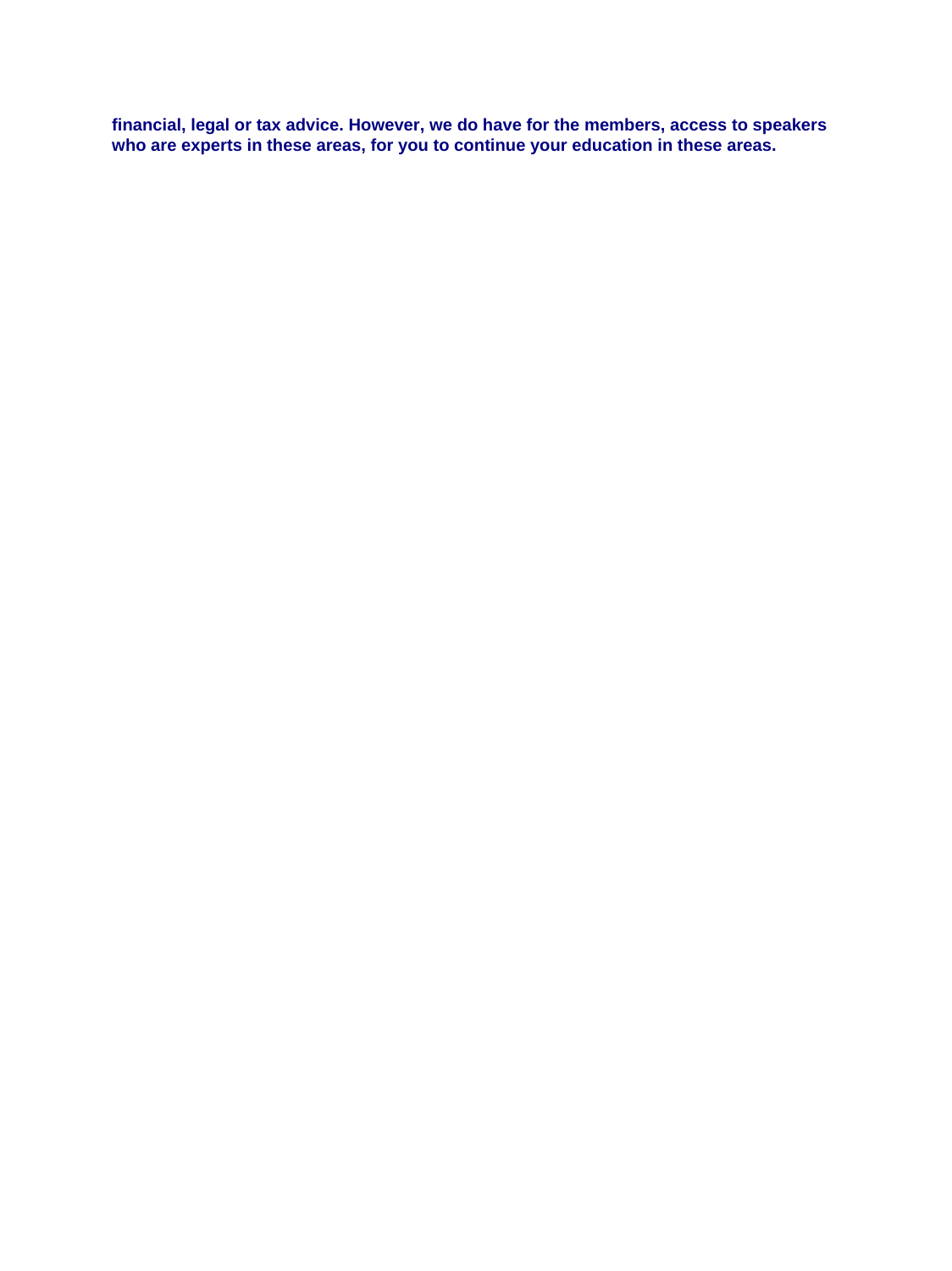**financial, legal or tax advice. However, we do have for the members, access to speakers who are experts in these areas, for you to continue your education in these areas.**